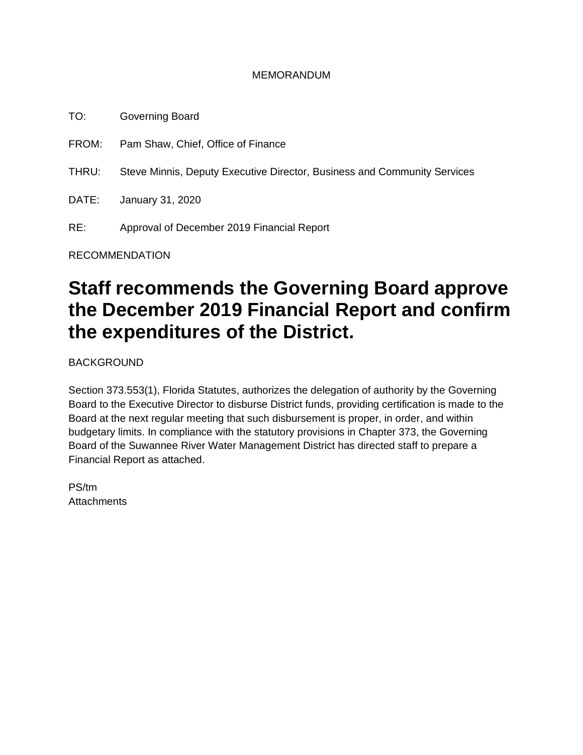MEMORANDUM

TO: Governing Board

FROM: Pam Shaw, Chief, Office of Finance

THRU: Steve Minnis, Deputy Executive Director, Business and Community Services

DATE: January 31, 2020

RE: Approval of December 2019 Financial Report

RECOMMENDATION

# Staff recommends the Governing Board approve the December 2019 Financial Report and confirm the expenditures of the District.

BACKGROUND

Section 373.553(1), Florida Statutes, authorizes the delegation of authority by the Governing Board to the Executive Director to disburse District funds, providing certification is made to the Board at the next regular meeting that such disbursement is proper, in order, and within budgetary limits. In compliance with the statutory provisions in Chapter 373, the Governing Board of the Suwannee River Water Management District has directed staff to prepare a Financial Report as attached.

PS/tm
Attachments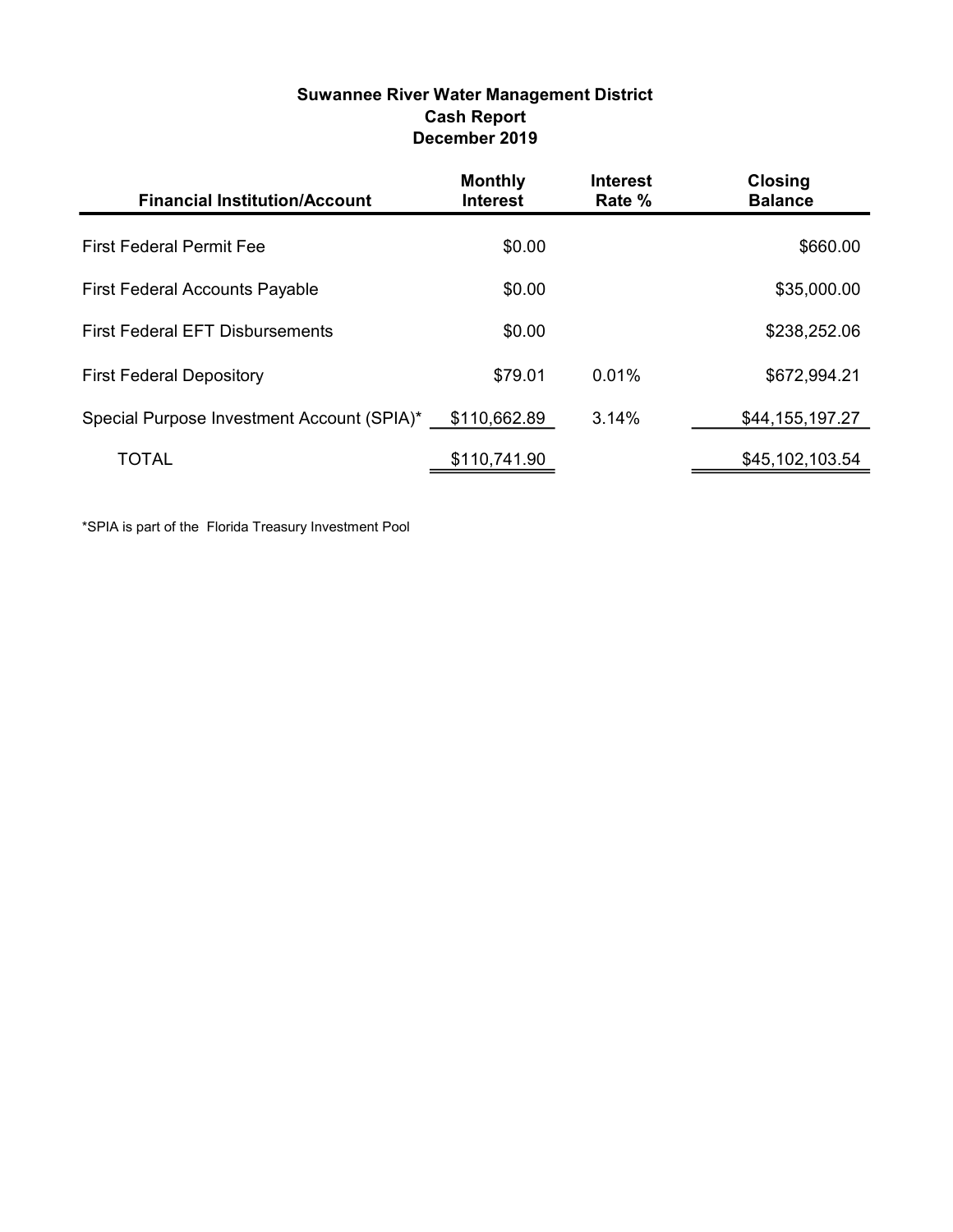**Suwannee River Water Management District**
**Cash Report**
**December 2019**

| Financial Institution/Account | Monthly Interest | Interest Rate % | Closing Balance |
|---|---|---|---|
| First Federal Permit Fee | $0.00 | | $660.00 |
| First Federal Accounts Payable | $0.00 | | $35,000.00 |
| First Federal EFT Disbursements | $0.00 | | $238,252.06 |
| First Federal Depository | $79.01 | 0.01% | $672,994.21 |
| Special Purpose Investment Account (SPIA)* | $110,662.89 | 3.14% | $44,155,197.27 |
| TOTAL | $110,741.90 | | $45,102,103.54 |

*SPIA is part of the Florida Treasury Investment Pool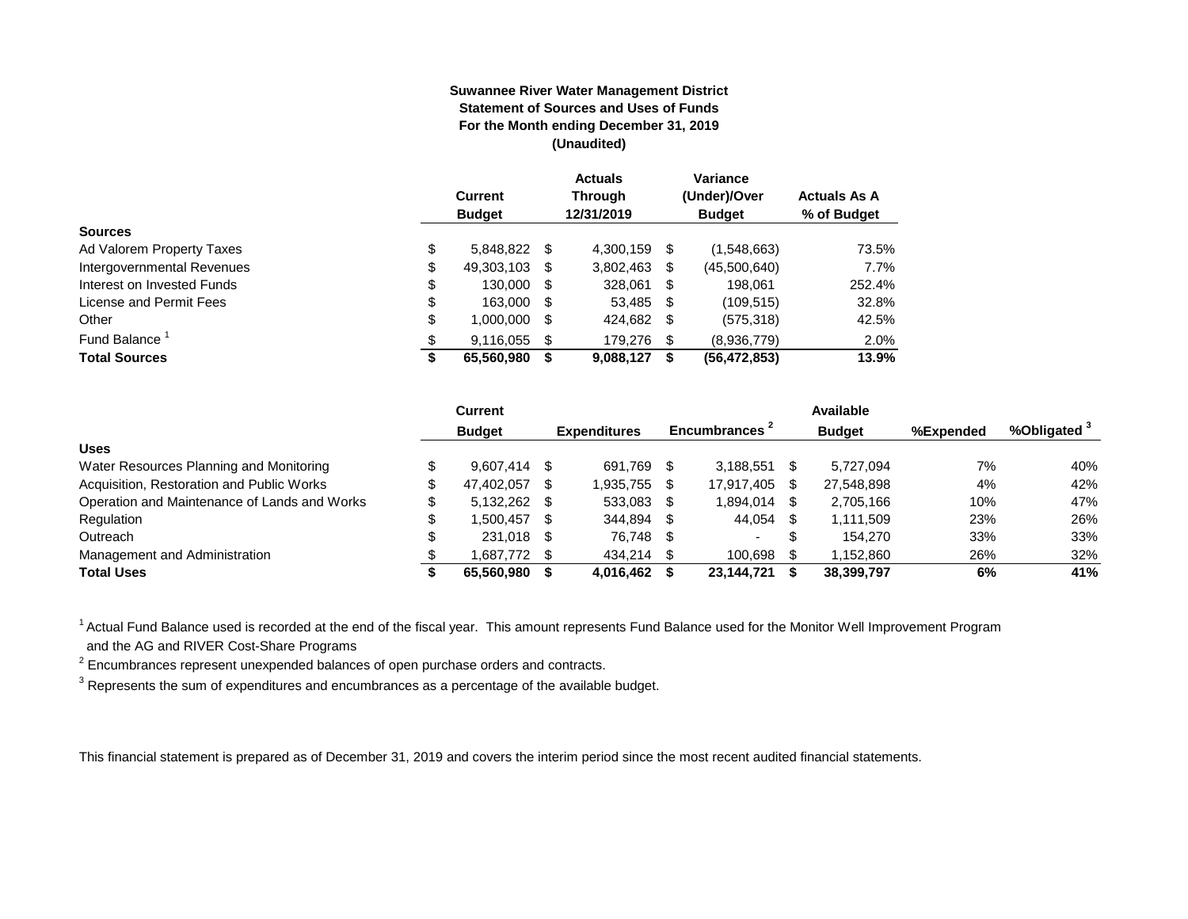**Suwannee River Water Management District**
**Statement of Sources and Uses of Funds**
**For the Month ending December 31, 2019**
**(Unaudited)**

| | Current Budget | Actuals Through 12/31/2019 | Variance (Under)/Over Budget | Actuals As A % of Budget |
|---|---|---|---|---|
| **Sources** | | | | |
| Ad Valorem Property Taxes | $ 5,848,822 | $ 4,300,159 | $ (1,548,663) | 73.5% |
| Intergovernmental Revenues | $ 49,303,103 | $ 3,802,463 | $ (45,500,640) | 7.7% |
| Interest on Invested Funds | $ 130,000 | $ 328,061 | $ 198,061 | 252.4% |
| License and Permit Fees | $ 163,000 | $ 53,485 | $ (109,515) | 32.8% |
| Other | $ 1,000,000 | $ 424,682 | $ (575,318) | 42.5% |
| Fund Balance [1] | $ 9,116,055 | $ 179,276 | $ (8,936,779) | 2.0% |
| **Total Sources** | **$ 65,560,980** | **$ 9,088,127** | **$ (56,472,853)** | **13.9%** |

| | Current Budget | Expenditures | Encumbrances [2] | Available Budget | %Expended | %Obligated [3] |
|---|---|---|---|---|---|---|
| **Uses** | | | | | | |
| Water Resources Planning and Monitoring | $ 9,607,414 | $ 691,769 | $ 3,188,551 | $ 5,727,094 | 7% | 40% |
| Acquisition, Restoration and Public Works | $ 47,402,057 | $ 1,935,755 | $ 17,917,405 | $ 27,548,898 | 4% | 42% |
| Operation and Maintenance of Lands and Works | $ 5,132,262 | $ 533,083 | $ 1,894,014 | $ 2,705,166 | 10% | 47% |
| Regulation | $ 1,500,457 | $ 344,894 | $ 44,054 | $ 1,111,509 | 23% | 26% |
| Outreach | $ 231,018 | $ 76,748 | $ - | $ 154,270 | 33% | 33% |
| Management and Administration | $ 1,687,772 | $ 434,214 | $ 100,698 | $ 1,152,860 | 26% | 32% |
| **Total Uses** | **$ 65,560,980** | **$ 4,016,462** | **$ 23,144,721** | **$ 38,399,797** | **6%** | **41%** |

[1] Actual Fund Balance used is recorded at the end of the fiscal year. This amount represents Fund Balance used for the Monitor Well Improvement Program and the AG and RIVER Cost-Share Programs

[2] Encumbrances represent unexpended balances of open purchase orders and contracts.

[3] Represents the sum of expenditures and encumbrances as a percentage of the available budget.

This financial statement is prepared as of December 31, 2019 and covers the interim period since the most recent audited financial statements.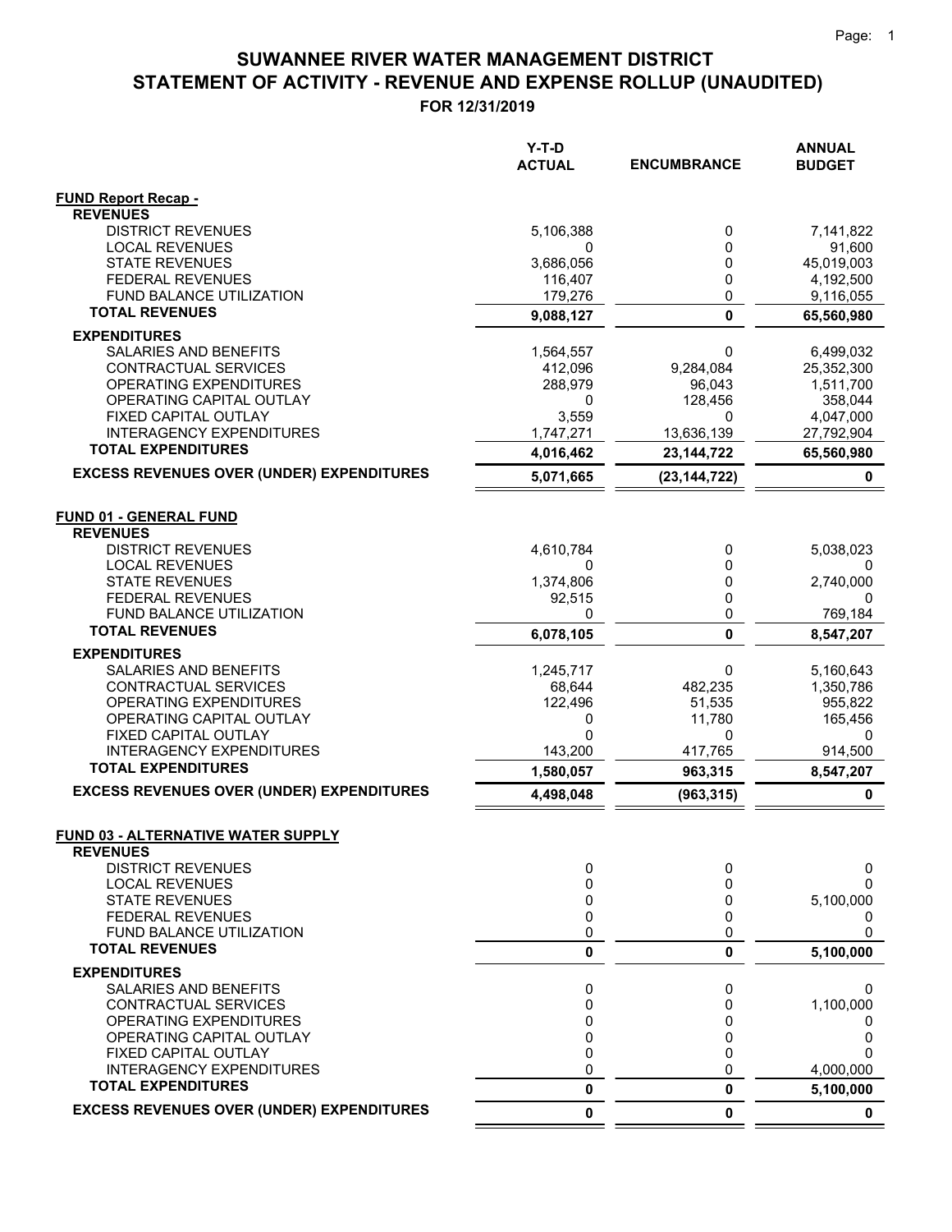# SUWANNEE RIVER WATER MANAGEMENT DISTRICT
# STATEMENT OF ACTIVITY - REVENUE AND EXPENSE ROLLUP (UNAUDITED)
## FOR 12/31/2019

| | Y-T-D ACTUAL | ENCUMBRANCE | ANNUAL BUDGET |
|---|---|---|---|
| **FUND Report Recap -** | | | |
| **REVENUES** | | | |
| DISTRICT REVENUES | 5,106,388 | 0 | 7,141,822 |
| LOCAL REVENUES | 0 | 0 | 91,600 |
| STATE REVENUES | 3,686,056 | 0 | 45,019,003 |
| FEDERAL REVENUES | 116,407 | 0 | 4,192,500 |
| FUND BALANCE UTILIZATION | 179,276 | 0 | 9,116,055 |
| **TOTAL REVENUES** | **9,088,127** | **0** | **65,560,980** |
| **EXPENDITURES** | | | |
| SALARIES AND BENEFITS | 1,564,557 | 0 | 6,499,032 |
| CONTRACTUAL SERVICES | 412,096 | 9,284,084 | 25,352,300 |
| OPERATING EXPENDITURES | 288,979 | 96,043 | 1,511,700 |
| OPERATING CAPITAL OUTLAY | 0 | 128,456 | 358,044 |
| FIXED CAPITAL OUTLAY | 3,559 | 0 | 4,047,000 |
| INTERAGENCY EXPENDITURES | 1,747,271 | 13,636,139 | 27,792,904 |
| **TOTAL EXPENDITURES** | **4,016,462** | **23,144,722** | **65,560,980** |
| **EXCESS REVENUES OVER (UNDER) EXPENDITURES** | **5,071,665** | **(23,144,722)** | **0** |
| **FUND 01 - GENERAL FUND** | | | |
| **REVENUES** | | | |
| DISTRICT REVENUES | 4,610,784 | 0 | 5,038,023 |
| LOCAL REVENUES | 0 | 0 | 0 |
| STATE REVENUES | 1,374,806 | 0 | 2,740,000 |
| FEDERAL REVENUES | 92,515 | 0 | 0 |
| FUND BALANCE UTILIZATION | 0 | 0 | 769,184 |
| **TOTAL REVENUES** | **6,078,105** | **0** | **8,547,207** |
| **EXPENDITURES** | | | |
| SALARIES AND BENEFITS | 1,245,717 | 0 | 5,160,643 |
| CONTRACTUAL SERVICES | 68,644 | 482,235 | 1,350,786 |
| OPERATING EXPENDITURES | 122,496 | 51,535 | 955,822 |
| OPERATING CAPITAL OUTLAY | 0 | 11,780 | 165,456 |
| FIXED CAPITAL OUTLAY | 0 | 0 | 0 |
| INTERAGENCY EXPENDITURES | 143,200 | 417,765 | 914,500 |
| **TOTAL EXPENDITURES** | **1,580,057** | **963,315** | **8,547,207** |
| **EXCESS REVENUES OVER (UNDER) EXPENDITURES** | **4,498,048** | **(963,315)** | **0** |
| **FUND 03 - ALTERNATIVE WATER SUPPLY** | | | |
| **REVENUES** | | | |
| DISTRICT REVENUES | 0 | 0 | 0 |
| LOCAL REVENUES | 0 | 0 | 0 |
| STATE REVENUES | 0 | 0 | 5,100,000 |
| FEDERAL REVENUES | 0 | 0 | 0 |
| FUND BALANCE UTILIZATION | 0 | 0 | 0 |
| **TOTAL REVENUES** | **0** | **0** | **5,100,000** |
| **EXPENDITURES** | | | |
| SALARIES AND BENEFITS | 0 | 0 | 0 |
| CONTRACTUAL SERVICES | 0 | 0 | 1,100,000 |
| OPERATING EXPENDITURES | 0 | 0 | 0 |
| OPERATING CAPITAL OUTLAY | 0 | 0 | 0 |
| FIXED CAPITAL OUTLAY | 0 | 0 | 0 |
| INTERAGENCY EXPENDITURES | 0 | 0 | 4,000,000 |
| **TOTAL EXPENDITURES** | **0** | **0** | **5,100,000** |
| **EXCESS REVENUES OVER (UNDER) EXPENDITURES** | **0** | **0** | **0** |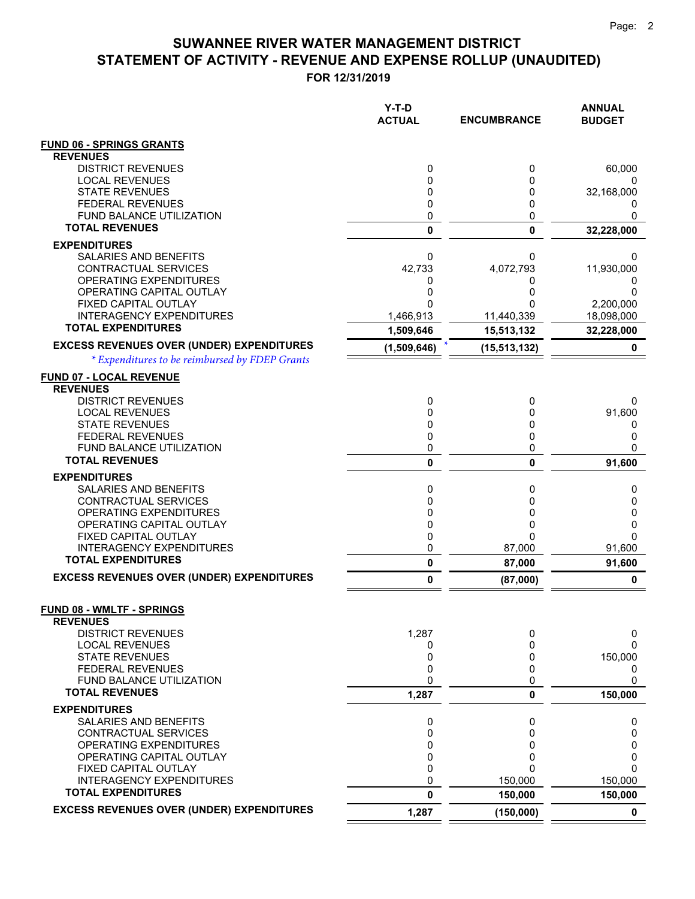# SUWANNEE RIVER WATER MANAGEMENT DISTRICT
## STATEMENT OF ACTIVITY - REVENUE AND EXPENSE ROLLUP (UNAUDITED)
### FOR 12/31/2019

| | Y-T-D ACTUAL | ENCUMBRANCE | ANNUAL BUDGET |
|---|---|---|---|
| **FUND 06 - SPRINGS GRANTS** | | | |
| **REVENUES** | | | |
| DISTRICT REVENUES | 0 | 0 | 60,000 |
| LOCAL REVENUES | 0 | 0 | 0 |
| STATE REVENUES | 0 | 0 | 32,168,000 |
| FEDERAL REVENUES | 0 | 0 | 0 |
| FUND BALANCE UTILIZATION | 0 | 0 | 0 |
| **TOTAL REVENUES** | **0** | **0** | **32,228,000** |
| **EXPENDITURES** | | | |
| SALARIES AND BENEFITS | 0 | 0 | 0 |
| CONTRACTUAL SERVICES | 42,733 | 4,072,793 | 11,930,000 |
| OPERATING EXPENDITURES | 0 | 0 | 0 |
| OPERATING CAPITAL OUTLAY | 0 | 0 | 0 |
| FIXED CAPITAL OUTLAY | 0 | 0 | 2,200,000 |
| INTERAGENCY EXPENDITURES | 1,466,913 | 11,440,339 | 18,098,000 |
| **TOTAL EXPENDITURES** | **1,509,646** | **15,513,132** | **32,228,000** |
| **EXCESS REVENUES OVER (UNDER) EXPENDITURES** | **(1,509,646)** * | **(15,513,132)** | **0** |
| *\* Expenditures to be reimbursed by FDEP Grants* | | | |
| **FUND 07 - LOCAL REVENUE** | | | |
| **REVENUES** | | | |
| DISTRICT REVENUES | 0 | 0 | 0 |
| LOCAL REVENUES | 0 | 0 | 91,600 |
| STATE REVENUES | 0 | 0 | 0 |
| FEDERAL REVENUES | 0 | 0 | 0 |
| FUND BALANCE UTILIZATION | 0 | 0 | 0 |
| **TOTAL REVENUES** | **0** | **0** | **91,600** |
| **EXPENDITURES** | | | |
| SALARIES AND BENEFITS | 0 | 0 | 0 |
| CONTRACTUAL SERVICES | 0 | 0 | 0 |
| OPERATING EXPENDITURES | 0 | 0 | 0 |
| OPERATING CAPITAL OUTLAY | 0 | 0 | 0 |
| FIXED CAPITAL OUTLAY | 0 | 0 | 0 |
| INTERAGENCY EXPENDITURES | 0 | 87,000 | 91,600 |
| **TOTAL EXPENDITURES** | **0** | **87,000** | **91,600** |
| **EXCESS REVENUES OVER (UNDER) EXPENDITURES** | **0** | **(87,000)** | **0** |
| **FUND 08 - WMLTF - SPRINGS** | | | |
| **REVENUES** | | | |
| DISTRICT REVENUES | 1,287 | 0 | 0 |
| LOCAL REVENUES | 0 | 0 | 0 |
| STATE REVENUES | 0 | 0 | 150,000 |
| FEDERAL REVENUES | 0 | 0 | 0 |
| FUND BALANCE UTILIZATION | 0 | 0 | 0 |
| **TOTAL REVENUES** | **1,287** | **0** | **150,000** |
| **EXPENDITURES** | | | |
| SALARIES AND BENEFITS | 0 | 0 | 0 |
| CONTRACTUAL SERVICES | 0 | 0 | 0 |
| OPERATING EXPENDITURES | 0 | 0 | 0 |
| OPERATING CAPITAL OUTLAY | 0 | 0 | 0 |
| FIXED CAPITAL OUTLAY | 0 | 0 | 0 |
| INTERAGENCY EXPENDITURES | 0 | 150,000 | 150,000 |
| **TOTAL EXPENDITURES** | **0** | **150,000** | **150,000** |
| **EXCESS REVENUES OVER (UNDER) EXPENDITURES** | **1,287** | **(150,000)** | **0** |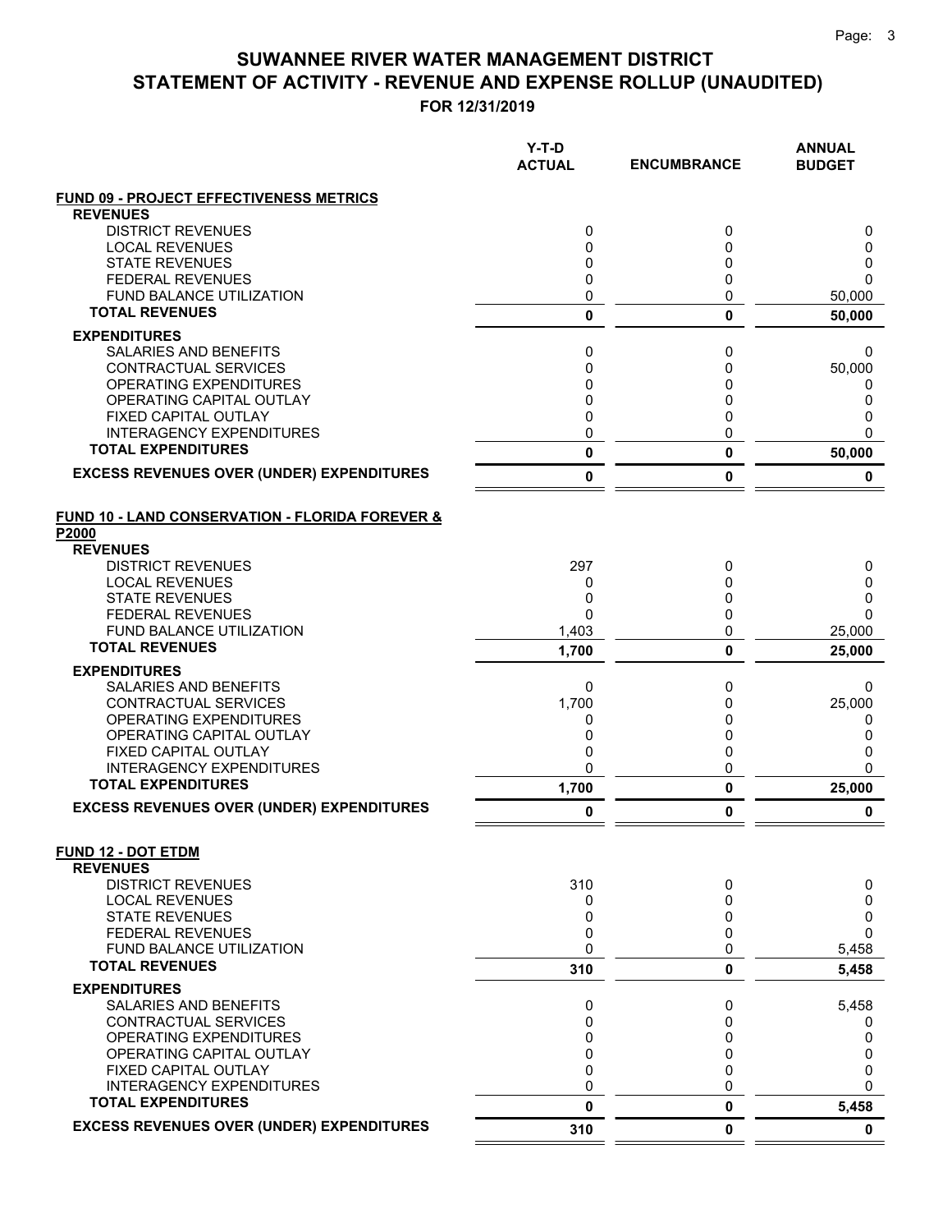# SUWANNEE RIVER WATER MANAGEMENT DISTRICT
# STATEMENT OF ACTIVITY - REVENUE AND EXPENSE ROLLUP (UNAUDITED)
## FOR 12/31/2019

| | Y-T-D ACTUAL | ENCUMBRANCE | ANNUAL BUDGET |
|---|---|---|---|
| **FUND 09 - PROJECT EFFECTIVENESS METRICS** | | | |
| **REVENUES** | | | |
| DISTRICT REVENUES | 0 | 0 | 0 |
| LOCAL REVENUES | 0 | 0 | 0 |
| STATE REVENUES | 0 | 0 | 0 |
| FEDERAL REVENUES | 0 | 0 | 0 |
| FUND BALANCE UTILIZATION | 0 | 0 | 50,000 |
| **TOTAL REVENUES** | **0** | **0** | **50,000** |
| **EXPENDITURES** | | | |
| SALARIES AND BENEFITS | 0 | 0 | 0 |
| CONTRACTUAL SERVICES | 0 | 0 | 50,000 |
| OPERATING EXPENDITURES | 0 | 0 | 0 |
| OPERATING CAPITAL OUTLAY | 0 | 0 | 0 |
| FIXED CAPITAL OUTLAY | 0 | 0 | 0 |
| INTERAGENCY EXPENDITURES | 0 | 0 | 0 |
| **TOTAL EXPENDITURES** | **0** | **0** | **50,000** |
| **EXCESS REVENUES OVER (UNDER) EXPENDITURES** | **0** | **0** | **0** |
| **FUND 10 - LAND CONSERVATION - FLORIDA FOREVER & P2000** | | | |
| **REVENUES** | | | |
| DISTRICT REVENUES | 297 | 0 | 0 |
| LOCAL REVENUES | 0 | 0 | 0 |
| STATE REVENUES | 0 | 0 | 0 |
| FEDERAL REVENUES | 0 | 0 | 0 |
| FUND BALANCE UTILIZATION | 1,403 | 0 | 25,000 |
| **TOTAL REVENUES** | **1,700** | **0** | **25,000** |
| **EXPENDITURES** | | | |
| SALARIES AND BENEFITS | 0 | 0 | 0 |
| CONTRACTUAL SERVICES | 1,700 | 0 | 25,000 |
| OPERATING EXPENDITURES | 0 | 0 | 0 |
| OPERATING CAPITAL OUTLAY | 0 | 0 | 0 |
| FIXED CAPITAL OUTLAY | 0 | 0 | 0 |
| INTERAGENCY EXPENDITURES | 0 | 0 | 0 |
| **TOTAL EXPENDITURES** | **1,700** | **0** | **25,000** |
| **EXCESS REVENUES OVER (UNDER) EXPENDITURES** | **0** | **0** | **0** |
| **FUND 12 - DOT ETDM** | | | |
| **REVENUES** | | | |
| DISTRICT REVENUES | 310 | 0 | 0 |
| LOCAL REVENUES | 0 | 0 | 0 |
| STATE REVENUES | 0 | 0 | 0 |
| FEDERAL REVENUES | 0 | 0 | 0 |
| FUND BALANCE UTILIZATION | 0 | 0 | 5,458 |
| **TOTAL REVENUES** | **310** | **0** | **5,458** |
| **EXPENDITURES** | | | |
| SALARIES AND BENEFITS | 0 | 0 | 5,458 |
| CONTRACTUAL SERVICES | 0 | 0 | 0 |
| OPERATING EXPENDITURES | 0 | 0 | 0 |
| OPERATING CAPITAL OUTLAY | 0 | 0 | 0 |
| FIXED CAPITAL OUTLAY | 0 | 0 | 0 |
| INTERAGENCY EXPENDITURES | 0 | 0 | 0 |
| **TOTAL EXPENDITURES** | **0** | **0** | **5,458** |
| **EXCESS REVENUES OVER (UNDER) EXPENDITURES** | **310** | **0** | **0** |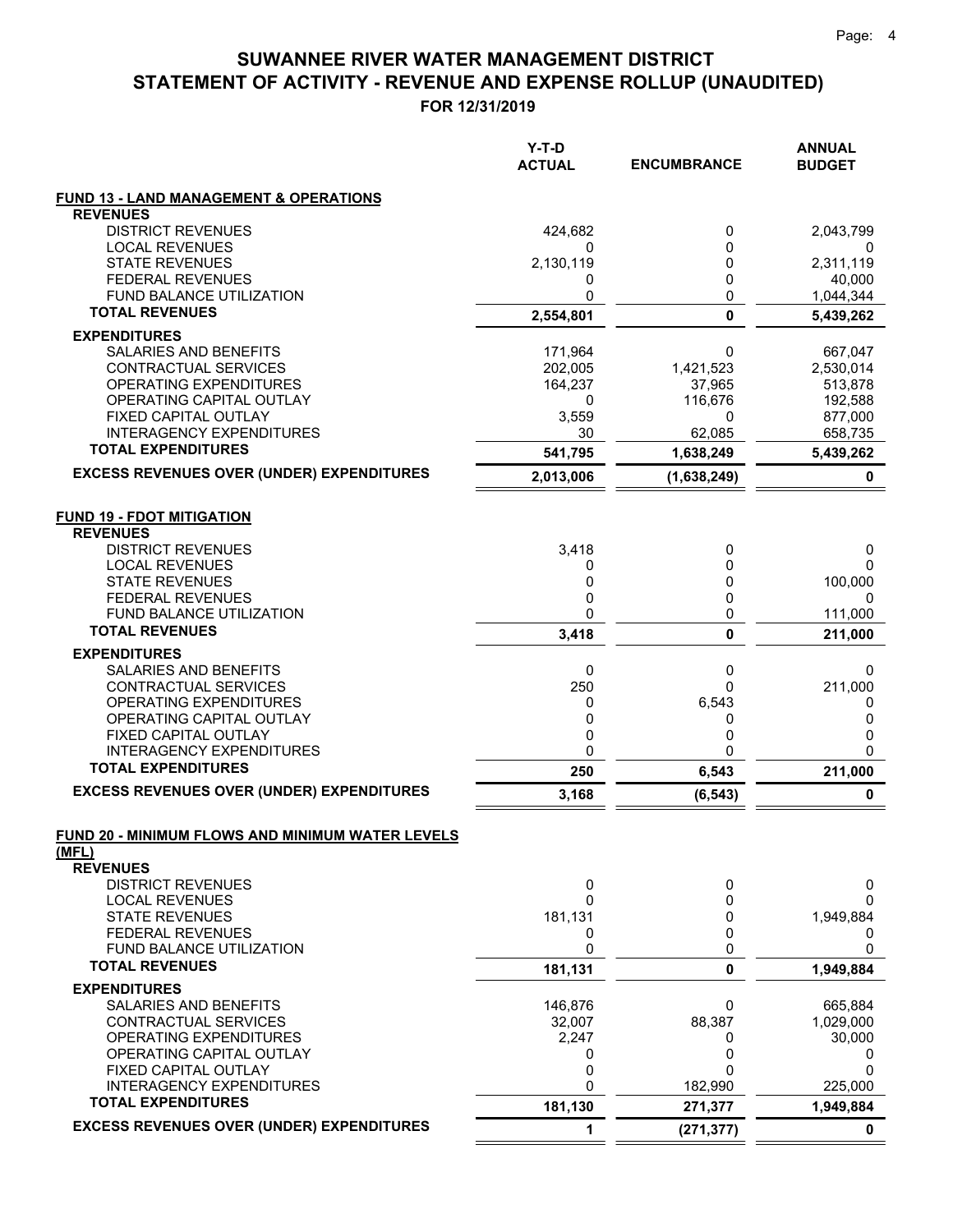# SUWANNEE RIVER WATER MANAGEMENT DISTRICT
# STATEMENT OF ACTIVITY - REVENUE AND EXPENSE ROLLUP (UNAUDITED)
## FOR 12/31/2019

| | Y-T-D ACTUAL | ENCUMBRANCE | ANNUAL BUDGET |
|---|---|---|---|
| **FUND 13 - LAND MANAGEMENT & OPERATIONS** | | | |
| **REVENUES** | | | |
| DISTRICT REVENUES | 424,682 | 0 | 2,043,799 |
| LOCAL REVENUES | 0 | 0 | 0 |
| STATE REVENUES | 2,130,119 | 0 | 2,311,119 |
| FEDERAL REVENUES | 0 | 0 | 40,000 |
| FUND BALANCE UTILIZATION | 0 | 0 | 1,044,344 |
| **TOTAL REVENUES** | **2,554,801** | **0** | **5,439,262** |
| **EXPENDITURES** | | | |
| SALARIES AND BENEFITS | 171,964 | 0 | 667,047 |
| CONTRACTUAL SERVICES | 202,005 | 1,421,523 | 2,530,014 |
| OPERATING EXPENDITURES | 164,237 | 37,965 | 513,878 |
| OPERATING CAPITAL OUTLAY | 0 | 116,676 | 192,588 |
| FIXED CAPITAL OUTLAY | 3,559 | 0 | 877,000 |
| INTERAGENCY EXPENDITURES | 30 | 62,085 | 658,735 |
| **TOTAL EXPENDITURES** | **541,795** | **1,638,249** | **5,439,262** |
| **EXCESS REVENUES OVER (UNDER) EXPENDITURES** | **2,013,006** | **(1,638,249)** | **0** |
| **FUND 19 - FDOT MITIGATION** | | | |
| **REVENUES** | | | |
| DISTRICT REVENUES | 3,418 | 0 | 0 |
| LOCAL REVENUES | 0 | 0 | 0 |
| STATE REVENUES | 0 | 0 | 100,000 |
| FEDERAL REVENUES | 0 | 0 | 0 |
| FUND BALANCE UTILIZATION | 0 | 0 | 111,000 |
| **TOTAL REVENUES** | **3,418** | **0** | **211,000** |
| **EXPENDITURES** | | | |
| SALARIES AND BENEFITS | 0 | 0 | 0 |
| CONTRACTUAL SERVICES | 250 | 0 | 211,000 |
| OPERATING EXPENDITURES | 0 | 6,543 | 0 |
| OPERATING CAPITAL OUTLAY | 0 | 0 | 0 |
| FIXED CAPITAL OUTLAY | 0 | 0 | 0 |
| INTERAGENCY EXPENDITURES | 0 | 0 | 0 |
| **TOTAL EXPENDITURES** | **250** | **6,543** | **211,000** |
| **EXCESS REVENUES OVER (UNDER) EXPENDITURES** | **3,168** | **(6,543)** | **0** |
| **FUND 20 - MINIMUM FLOWS AND MINIMUM WATER LEVELS (MFL)** | | | |
| **REVENUES** | | | |
| DISTRICT REVENUES | 0 | 0 | 0 |
| LOCAL REVENUES | 0 | 0 | 0 |
| STATE REVENUES | 181,131 | 0 | 1,949,884 |
| FEDERAL REVENUES | 0 | 0 | 0 |
| FUND BALANCE UTILIZATION | 0 | 0 | 0 |
| **TOTAL REVENUES** | **181,131** | **0** | **1,949,884** |
| **EXPENDITURES** | | | |
| SALARIES AND BENEFITS | 146,876 | 0 | 665,884 |
| CONTRACTUAL SERVICES | 32,007 | 88,387 | 1,029,000 |
| OPERATING EXPENDITURES | 2,247 | 0 | 30,000 |
| OPERATING CAPITAL OUTLAY | 0 | 0 | 0 |
| FIXED CAPITAL OUTLAY | 0 | 0 | 0 |
| INTERAGENCY EXPENDITURES | 0 | 182,990 | 225,000 |
| **TOTAL EXPENDITURES** | **181,130** | **271,377** | **1,949,884** |
| **EXCESS REVENUES OVER (UNDER) EXPENDITURES** | **1** | **(271,377)** | **0** |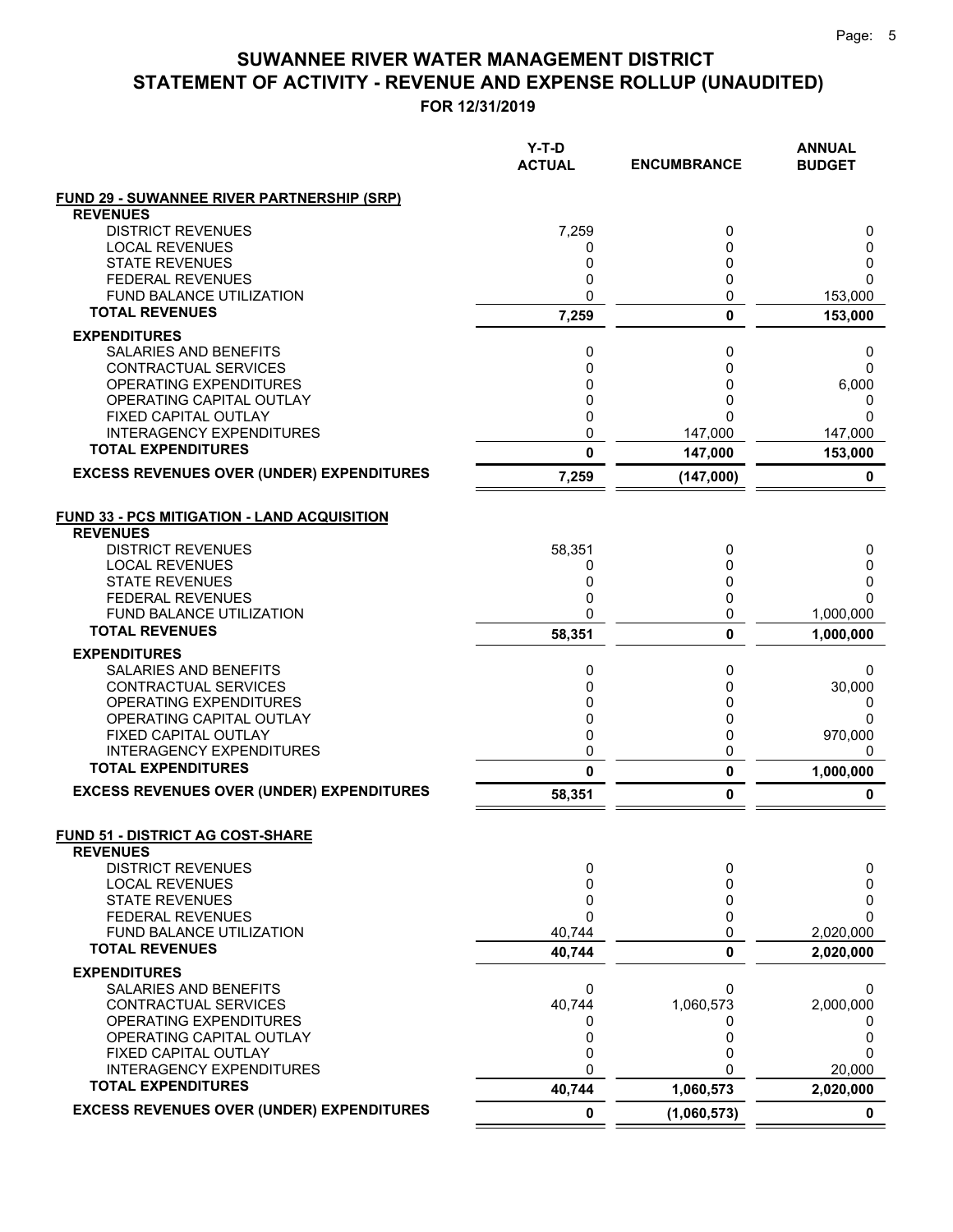# SUWANNEE RIVER WATER MANAGEMENT DISTRICT
# STATEMENT OF ACTIVITY - REVENUE AND EXPENSE ROLLUP (UNAUDITED)
## FOR 12/31/2019

| | Y-T-D ACTUAL | ENCUMBRANCE | ANNUAL BUDGET |
|---|---|---|---|
| **FUND 29 - SUWANNEE RIVER PARTNERSHIP (SRP)** | | | |
| **REVENUES** | | | |
| DISTRICT REVENUES | 7,259 | 0 | 0 |
| LOCAL REVENUES | 0 | 0 | 0 |
| STATE REVENUES | 0 | 0 | 0 |
| FEDERAL REVENUES | 0 | 0 | 0 |
| FUND BALANCE UTILIZATION | 0 | 0 | 153,000 |
| **TOTAL REVENUES** | **7,259** | **0** | **153,000** |
| **EXPENDITURES** | | | |
| SALARIES AND BENEFITS | 0 | 0 | 0 |
| CONTRACTUAL SERVICES | 0 | 0 | 0 |
| OPERATING EXPENDITURES | 0 | 0 | 6,000 |
| OPERATING CAPITAL OUTLAY | 0 | 0 | 0 |
| FIXED CAPITAL OUTLAY | 0 | 0 | 0 |
| INTERAGENCY EXPENDITURES | 0 | 147,000 | 147,000 |
| **TOTAL EXPENDITURES** | **0** | **147,000** | **153,000** |
| **EXCESS REVENUES OVER (UNDER) EXPENDITURES** | **7,259** | **(147,000)** | **0** |
| | | | |
| **FUND 33 - PCS MITIGATION - LAND ACQUISITION** | | | |
| **REVENUES** | | | |
| DISTRICT REVENUES | 58,351 | 0 | 0 |
| LOCAL REVENUES | 0 | 0 | 0 |
| STATE REVENUES | 0 | 0 | 0 |
| FEDERAL REVENUES | 0 | 0 | 0 |
| FUND BALANCE UTILIZATION | 0 | 0 | 1,000,000 |
| **TOTAL REVENUES** | **58,351** | **0** | **1,000,000** |
| **EXPENDITURES** | | | |
| SALARIES AND BENEFITS | 0 | 0 | 0 |
| CONTRACTUAL SERVICES | 0 | 0 | 30,000 |
| OPERATING EXPENDITURES | 0 | 0 | 0 |
| OPERATING CAPITAL OUTLAY | 0 | 0 | 0 |
| FIXED CAPITAL OUTLAY | 0 | 0 | 970,000 |
| INTERAGENCY EXPENDITURES | 0 | 0 | 0 |
| **TOTAL EXPENDITURES** | **0** | **0** | **1,000,000** |
| **EXCESS REVENUES OVER (UNDER) EXPENDITURES** | **58,351** | **0** | **0** |
| | | | |
| **FUND 51 - DISTRICT AG COST-SHARE** | | | |
| **REVENUES** | | | |
| DISTRICT REVENUES | 0 | 0 | 0 |
| LOCAL REVENUES | 0 | 0 | 0 |
| STATE REVENUES | 0 | 0 | 0 |
| FEDERAL REVENUES | 0 | 0 | 0 |
| FUND BALANCE UTILIZATION | 40,744 | 0 | 2,020,000 |
| **TOTAL REVENUES** | **40,744** | **0** | **2,020,000** |
| **EXPENDITURES** | | | |
| SALARIES AND BENEFITS | 0 | 0 | 0 |
| CONTRACTUAL SERVICES | 40,744 | 1,060,573 | 2,000,000 |
| OPERATING EXPENDITURES | 0 | 0 | 0 |
| OPERATING CAPITAL OUTLAY | 0 | 0 | 0 |
| FIXED CAPITAL OUTLAY | 0 | 0 | 0 |
| INTERAGENCY EXPENDITURES | 0 | 0 | 20,000 |
| **TOTAL EXPENDITURES** | **40,744** | **1,060,573** | **2,020,000** |
| **EXCESS REVENUES OVER (UNDER) EXPENDITURES** | **0** | **(1,060,573)** | **0** |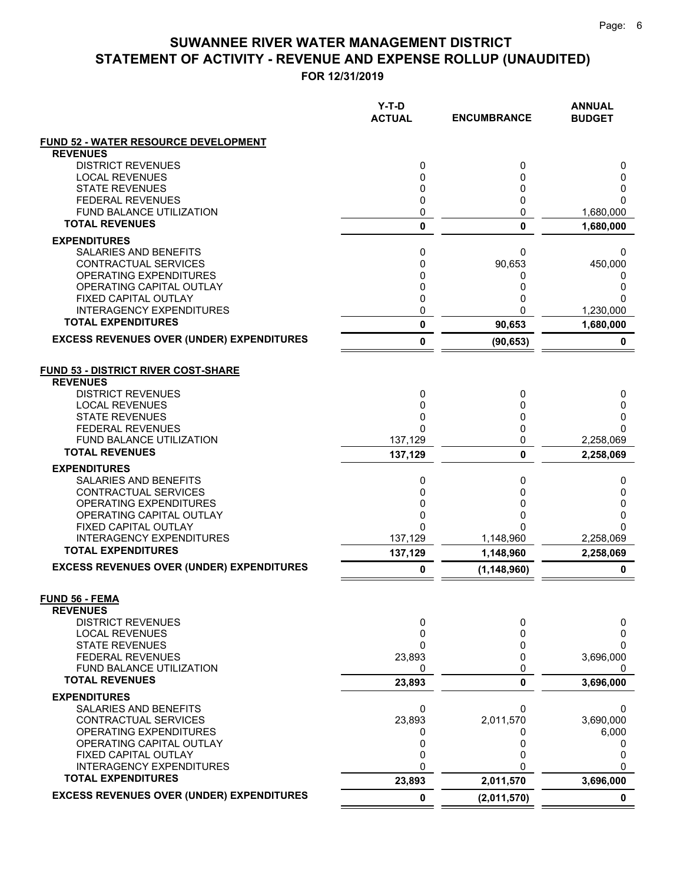# SUWANNEE RIVER WATER MANAGEMENT DISTRICT
# STATEMENT OF ACTIVITY - REVENUE AND EXPENSE ROLLUP (UNAUDITED)
## FOR 12/31/2019

| | Y-T-D ACTUAL | ENCUMBRANCE | ANNUAL BUDGET |
|---|---|---|---|
| **FUND 52 - WATER RESOURCE DEVELOPMENT** | | | |
| **REVENUES** | | | |
| DISTRICT REVENUES | 0 | 0 | 0 |
| LOCAL REVENUES | 0 | 0 | 0 |
| STATE REVENUES | 0 | 0 | 0 |
| FEDERAL REVENUES | 0 | 0 | 0 |
| FUND BALANCE UTILIZATION | 0 | 0 | 1,680,000 |
| **TOTAL REVENUES** | **0** | **0** | **1,680,000** |
| **EXPENDITURES** | | | |
| SALARIES AND BENEFITS | 0 | 0 | 0 |
| CONTRACTUAL SERVICES | 0 | 90,653 | 450,000 |
| OPERATING EXPENDITURES | 0 | 0 | 0 |
| OPERATING CAPITAL OUTLAY | 0 | 0 | 0 |
| FIXED CAPITAL OUTLAY | 0 | 0 | 0 |
| INTERAGENCY EXPENDITURES | 0 | 0 | 1,230,000 |
| **TOTAL EXPENDITURES** | **0** | **90,653** | **1,680,000** |
| **EXCESS REVENUES OVER (UNDER) EXPENDITURES** | **0** | **(90,653)** | **0** |
| **FUND 53 - DISTRICT RIVER COST-SHARE** | | | |
| **REVENUES** | | | |
| DISTRICT REVENUES | 0 | 0 | 0 |
| LOCAL REVENUES | 0 | 0 | 0 |
| STATE REVENUES | 0 | 0 | 0 |
| FEDERAL REVENUES | 0 | 0 | 0 |
| FUND BALANCE UTILIZATION | 137,129 | 0 | 2,258,069 |
| **TOTAL REVENUES** | **137,129** | **0** | **2,258,069** |
| **EXPENDITURES** | | | |
| SALARIES AND BENEFITS | 0 | 0 | 0 |
| CONTRACTUAL SERVICES | 0 | 0 | 0 |
| OPERATING EXPENDITURES | 0 | 0 | 0 |
| OPERATING CAPITAL OUTLAY | 0 | 0 | 0 |
| FIXED CAPITAL OUTLAY | 0 | 0 | 0 |
| INTERAGENCY EXPENDITURES | 137,129 | 1,148,960 | 2,258,069 |
| **TOTAL EXPENDITURES** | **137,129** | **1,148,960** | **2,258,069** |
| **EXCESS REVENUES OVER (UNDER) EXPENDITURES** | **0** | **(1,148,960)** | **0** |
| **FUND 56 - FEMA** | | | |
| **REVENUES** | | | |
| DISTRICT REVENUES | 0 | 0 | 0 |
| LOCAL REVENUES | 0 | 0 | 0 |
| STATE REVENUES | 0 | 0 | 0 |
| FEDERAL REVENUES | 23,893 | 0 | 3,696,000 |
| FUND BALANCE UTILIZATION | 0 | 0 | 0 |
| **TOTAL REVENUES** | **23,893** | **0** | **3,696,000** |
| **EXPENDITURES** | | | |
| SALARIES AND BENEFITS | 0 | 0 | 0 |
| CONTRACTUAL SERVICES | 23,893 | 2,011,570 | 3,690,000 |
| OPERATING EXPENDITURES | 0 | 0 | 6,000 |
| OPERATING CAPITAL OUTLAY | 0 | 0 | 0 |
| FIXED CAPITAL OUTLAY | 0 | 0 | 0 |
| INTERAGENCY EXPENDITURES | 0 | 0 | 0 |
| **TOTAL EXPENDITURES** | **23,893** | **2,011,570** | **3,696,000** |
| **EXCESS REVENUES OVER (UNDER) EXPENDITURES** | **0** | **(2,011,570)** | **0** |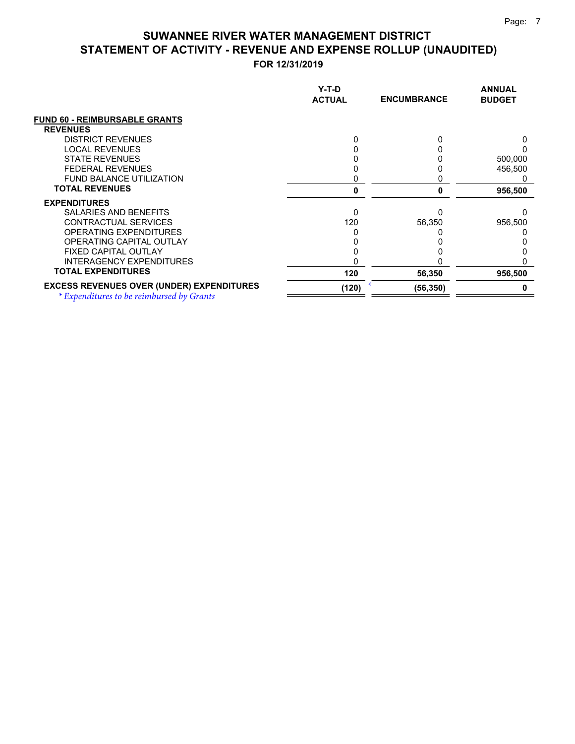# SUWANNEE RIVER WATER MANAGEMENT DISTRICT
## STATEMENT OF ACTIVITY - REVENUE AND EXPENSE ROLLUP (UNAUDITED)
### FOR 12/31/2019

| | Y-T-D ACTUAL | ENCUMBRANCE | ANNUAL BUDGET |
|---|---|---|---|
| **FUND 60 - REIMBURSABLE GRANTS** | | | |
| **REVENUES** | | | |
| DISTRICT REVENUES | 0 | 0 | 0 |
| LOCAL REVENUES | 0 | 0 | 0 |
| STATE REVENUES | 0 | 0 | 500,000 |
| FEDERAL REVENUES | 0 | 0 | 456,500 |
| FUND BALANCE UTILIZATION | 0 | 0 | 0 |
| **TOTAL REVENUES** | **0** | **0** | **956,500** |
| **EXPENDITURES** | | | |
| SALARIES AND BENEFITS | 0 | 0 | 0 |
| CONTRACTUAL SERVICES | 120 | 56,350 | 956,500 |
| OPERATING EXPENDITURES | 0 | 0 | 0 |
| OPERATING CAPITAL OUTLAY | 0 | 0 | 0 |
| FIXED CAPITAL OUTLAY | 0 | 0 | 0 |
| INTERAGENCY EXPENDITURES | 0 | 0 | 0 |
| **TOTAL EXPENDITURES** | **120** | **56,350** | **956,500** |
| **EXCESS REVENUES OVER (UNDER) EXPENDITURES** | **(120)** * | **(56,350)** | **0** |

*\* Expenditures to be reimbursed by Grants*